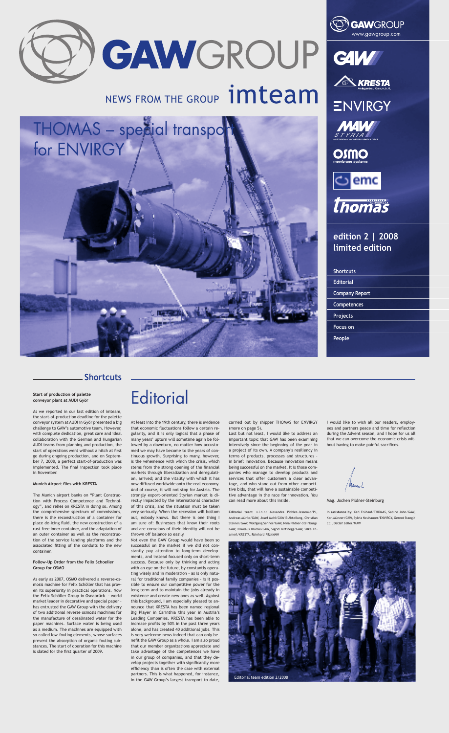# GAWGROUP

## NEWS FROM THE GROUP imteam

## THOMAS – special transport for ENVIRGY

GAWGROUP
www.gawgroup.com

GAW
KRESTA
ENVIRGY
MAW STYRIA
OSMO membrane systems
emc
thomas

**edition 2 | 2008**
**limited edition**

- Shortcuts
- Editorial
- Company Report
- Competences
- Projects
- Focus on
- People

## Shortcuts

**Start of production of palette conveyor plant at AUDI Györ**

As we reported in our last edition of imteam, the start-of-production deadline for the palette conveyor system at AUDI in Györ presented a big challenge to GAW's automotive team. However, with complete dedication, great care and ideal collaboration with the German and Hungarian AUDI teams from planning and production, the start of operations went without a hitch at first go during ongoing production, and on September 7, 2008, a perfect start-of-production was implemented. The final inspection took place in November.

**Munich Airport flies with KRESTA**

The Munich airport banks on "Plant Construction with Process Competence and Technology", and relies on KRESTA in doing so. Among the comprehensive spectrum of commissions, there is the reconstruction of a container for place de-icing fluid, the new construction of a rust-free inner container, and the adaptation of an outer container as well as the reconstruction of the service landing platforms and the associated fitting of the conduits to the new container.

**Follow-Up Order from the Felix Schoeller Group for OSMO**

As early as 2007, OSMO delivered a reverse-osmosis machine for Felix Schöller that has proven its superiority in practical operations. Now the Felix Schöller Group in Osnabrück – world market leader in decorative and special paper – has entrusted the GAW Group with the delivery of two additional reverse osmosis machines for the manufacture of desalinated water for the paper machines. Surface water is being used as a medium. The machines are equipped with so-called low-fouling elements, whose surfaces prevent the absorption of organic fouling substances. The start of operation for this machine is slated for the first quarter of 2009.

# Editorial

At least into the 19th century, there is evidence that economic fluctuations follow a certain regularity, and it is only logical that a phase of many years' upturn will sometime again be followed by a downturn, no matter how accustomed we may have become to the years of continuous growth. Surprising to many, however, is the vehemence with which the crisis, which stems from the strong opening of the financial markets through liberalization and deregulation, arrived; and the vitality with which it has now diffused worldwide onto the real economy. And of course, it will not stop for Austria. The strongly export-oriented Styrian market is directly impacted by the international character of this crisis, and the situation must be taken very seriously. When the recession will bottom out, nobody knows. But there is one thing I am sure of: Businesses that know their roots and are conscious of their identity will not be thrown off balance so easily.

Not even the GAW Group would have been so successful on the market if we did not constantly pay attention to long-term developments, and instead focused only on short-term success. Because only by thinking and acting with an eye on the future, by constantly operating wisely and in moderation - as is only natural for traditional family companies - is it possible to ensure our competitive power for the long term and to maintain the jobs already in existence and create new ones as well. Against this background, I am especially pleased to announce that KRESTA has been named regional Big Player in Carinthia this year in Austria's Leading Companies. KRESTA has been able to increase profits by 50% in the past three years alone, and has created 40 additional jobs. This is very welcome news indeed that can only benefit the GAW Group as a whole. I am also proud that our member organizations appreciate and take advantage of the competences we have in our group of companies, and that they develop projects together with significantly more efficiency than is often the case with external partners. This is what happened, for instance, in the GAW Group's largest transport to date, carried out by shipper THOMAS for ENVIRGY (more on page 5).

Last but not least, I would like to address an important topic that GAW has been examining intensively since the beginning of the year in a project of its own. A company's resiliency in terms of products, processes and structures - in brief: Innovation. Because innovation means being successful on the market. It is those companies who manage to develop products and services that offer customers a clear advantage, and who stand out from other competitive bids, that will have a sustainable competitive advantage in the race for innovation. You can read more about this inside.

**Editorial team:** v.l.n.r.: Alexandra Pichler-Jessenko/PJ, Andreas Mühle/GAW, Josef Mohl/GAW E-Abteilung, Christian Steiner/GAW, Wolfgang Senner/GAW, Nina Pildner-Steinburg/GAW, Nikolaus Brücke/GAW, Sigrid Tertinegg/GAW, Silke Thamerl/KRESTA, Reinhard Pilz/MAW

I would like to wish all our readers, employees and partners peace and time for reflection during the Advent season, and I hope for us all that we can overcome the economic crisis without having to make painful sacrifices.

Mag. Jochen Pildner-Steinburg

**In assistance by:** Karl Frühauf/THOMAS, Sabine John/GAW, Karl Münzer/GAW, Sylvia Neuhauser/ENVIRGY, Gernot Stangl/CCI, Detlef Zeller/MAW

Editorial team edition 2/2008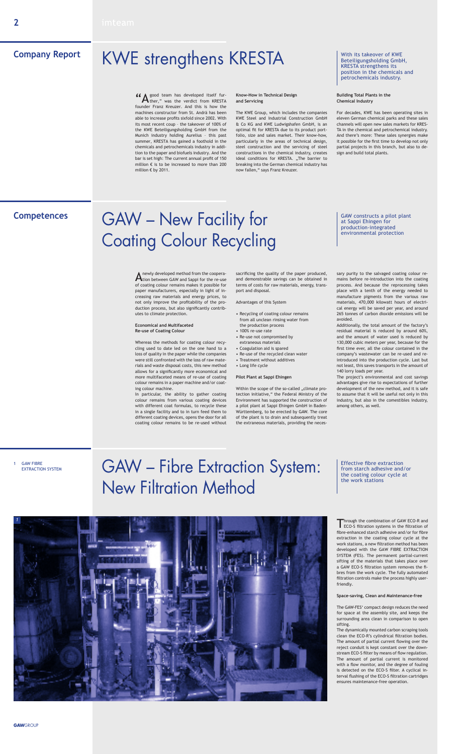## Company Report

# KWE strengthens KRESTA

With its takeover of KWE Beteiligungsholding GmbH, KRESTA strengthens its position in the chemicals and petrochemicals industry.

"A good team has developed itself further," was the verdict from KRESTA founder Franz Kreuzer. And this is how the machines constructor from St. Andrä has been able to increase profits sixfold since 2002. With its most recent coup – the takeover of 100% of the KWE Beteiligungsholding GmbH from the Munich industry holding Aurelius – this past summer, KRESTA has gained a foothold in the chemicals and petrochemicals industry in addition to the paper and biofuels industry. And the bar is set high: The current annual profit of 150 million € is to be increased to more than 200 million € by 2011.

**Know-How in Technical Design and Servicing**

The KWE Group, which includes the companies KWE Steel and Industrial Construction GmbH & Co KG and KWE Ludwigshafen GmbH, is an optimal fit for KRESTA due to its product portfolio, size and sales market. Their know-how, particularly in the areas of technical design, steel construction and the servicing of steel constructions in the chemical industry, creates ideal conditions for KRESTA. „The barrier to breaking into the German chemical industry has now fallen," says Franz Kreuzer.

**Building Total Plants in the Chemical Industry**

For decades, KWE has been operating sites in eleven German chemical parks and these sales channels will open new sales markets for KRESTA in the chemical and petrochemical industry. And there's more: These sales synergies make it possible for the first time to develop not only partial projects in this branch, but also to design and build total plants.

## Competences

# GAW – New Facility for Coating Colour Recycling

GAW constructs a pilot plant at Sappi Ehingen for production-integrated environmental protection

A newly developed method from the cooperation between GAW and Sappi for the re-use of coating colour remains makes it possible for paper manufacturers, especially in light of increasing raw materials and energy prices, to not only improve the profitability of the production process, but also significantly contributes to climate protection.

**Economical and Multifaceted Re-use of Coating Colour**

Whereas the methods for coating colour recycling used to date led on the one hand to a loss of quality in the paper while the companies were still confronted with the loss of raw materials and waste disposal costs, this new method allows for a significantly more economical and more multifaceted means of re-use of coating colour remains in a paper machine and/or coating colour machine.

In particular, the ability to gather coating colour remains from various coating devices with different coat formulas, to recycle these in a single facility and to in turn feed them to different coating devices, opens the door for all coating colour remains to be re-used without sacrificing the quality of the paper produced, and demonstrable savings can be obtained in terms of costs for raw materials, energy, transport and disposal.

Advantages of this System

- Recycling of coating colour remains from all unclean rinsing water from the production process
- 100% re-use rate
- Re-use not compromised by extraneous materials
- Coagulation aid is spared
- Re-use of the recycled clean water
- Treatment without additives
- Long life cycle

**Pilot Plant at Sappi Ehingen**

Within the scope of the so-called „climate protection initiative," the Federal Ministry of the Environment has supported the construction of a pilot plant at Sappi Ehingen GmbH in Baden-Württemberg, to be erected by GAW. The core of the plant is to drain and subsequently treat the extraneous materials, providing the necessary purity to the salvaged coating colour remains before re-introduction into the coating process. And because the reprocessing takes place with a tenth of the energy needed to manufacture pigments from the various raw materials, 470,000 kilowatt hours of electrical energy will be saved per year, and around 265 tonnes of carbon dioxide emissions will be avoided.

Additionally, the total amount of the factory's residual material is reduced by around 60%, and the amount of water used is reduced by 130,000 cubic meters per year, because for the first time ever, all the colour contained in the company's wastewater can be re-used and reintroduced into the production cycle. Last but not least, this saves transports in the amount of 140 lorry loads per year.

The project's environmental and cost savings advantages give rise to expectations of further development of the new method, and it is safe to assume that it will be useful not only in this industry, but also in the comestibles industry, among others, as well.

# GAW – Fibre Extraction System: New Filtration Method

Effective fibre extraction from starch adhesive and/or the coating colour cycle at the work stations

1 GAW FIBRE EXTRACTION SYSTEM

Through the combination of GAW ECO-R and ECO-S filtration systems in the filtration of fibre-enhanced starch adhesive and/or for fibre extraction in the coating colour cycle at the work stations, a new filtration method has been developed with the GAW FIBRE EXTRACTION SYSTEM (FES). The permanent partial-current sifting of the materials that takes place over a GAW ECO-S filtration system removes the fibres from the work cycle. The fully automated filtration controls make the process highly user-friendly.

**Space-saving, Clean and Maintenance-free**

The GAW-FES' compact design reduces the need for space at the assembly site, and keeps the surrounding area clean in comparison to open sifting.

The dynamically mounted carbon scraping tools clean the ECO-R's cylindrical filtration bodies. The amount of partial current flowing over the reject conduit is kept constant over the downstream ECO-S filter by means of flow regulation. The amount of partial current is monitored with a flow monitor, and the degree of fouling is detected on the ECO-S filter. A cyclical interval flushing of the ECO-S filtration cartridges ensures maintenance-free operation.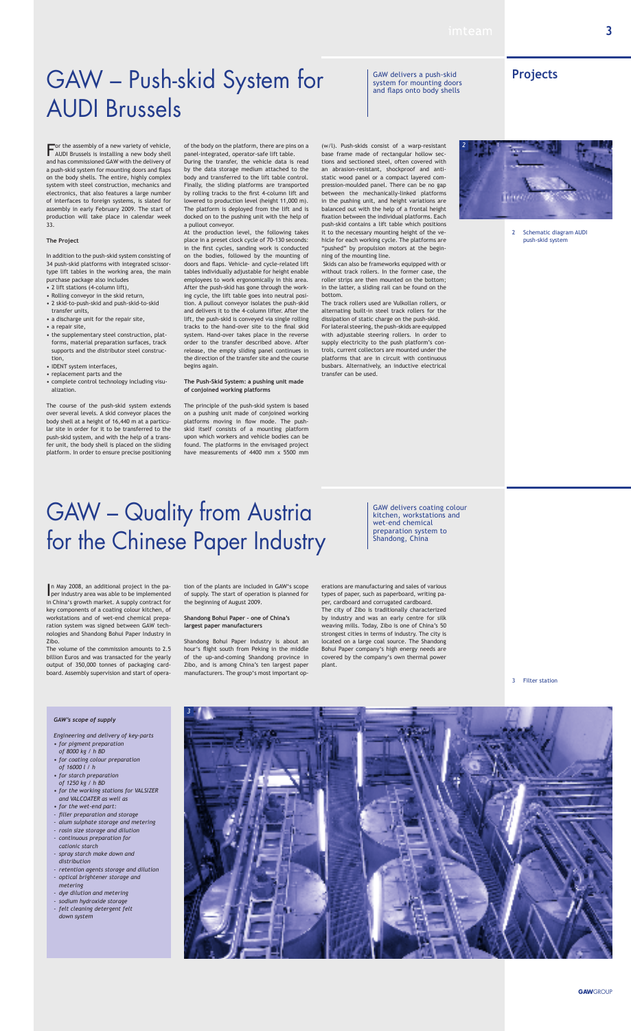# GAW – Push-skid System for AUDI Brussels

GAW delivers a push-skid system for mounting doors and flaps onto body shells

## Projects

For the assembly of a new variety of vehicle, AUDI Brussels is installing a new body shell and has commissioned GAW with the delivery of a push-skid system for mounting doors and flaps on the body shells. The entire, highly complex system with steel construction, mechanics and electronics, that also features a large number of interfaces to foreign systems, is slated for assembly in early February 2009. The start of production will take place in calendar week 33.

### The Project

In addition to the push-skid system consisting of 34 push-skid platforms with integrated scissor-type lift tables in the working area, the main purchase package also includes

- 2 lift stations (4-column lift),
- Rolling conveyor in the skid return,
- 2 skid-to-push-skid and push-skid-to-skid transfer units,
- a discharge unit for the repair site,
- a repair site,
- the supplementary steel construction, platforms, material preparation surfaces, track supports and the distributor steel construction,
- IDENT system interfaces,
- replacement parts and the
- complete control technology including visualization.

The course of the push-skid system extends over several levels. A skid conveyor places the body shell at a height of 16,440 m at a particular site in order for it to be transferred to the push-skid system, and with the help of a transfer unit, the body shell is placed on the sliding platform. In order to ensure precise positioning of the body on the platform, there are pins on a panel-integrated, operator-safe lift table.

During the transfer, the vehicle data is read by the data storage medium attached to the body and transferred to the lift table control. Finally, the sliding platforms are transported by rolling tracks to the first 4-column lift and lowered to production level (height 11,000 m). The platform is deployed from the lift and is docked on to the pushing unit with the help of a pullout conveyor.

At the production level, the following takes place in a preset clock cycle of 70-130 seconds: in the first cycles, sanding work is conducted on the bodies, followed by the mounting of doors and flaps. Vehicle- and cycle-related lift tables individually adjustable for height enable employees to work ergonomically in this area. After the push-skid has gone through the working cycle, the lift table goes into neutral position. A pullout conveyor isolates the push-skid and delivers it to the 4-column lifter. After the lift, the push-skid is conveyed via single rolling tracks to the hand-over site to the final skid system. Hand-over takes place in the reverse order to the transfer described above. After release, the empty sliding panel continues in the direction of the transfer site and the course begins again.

### The Push-Skid System: a pushing unit made of conjoined working platforms

The principle of the push-skid system is based on a pushing unit made of conjoined working platforms moving in flow mode. The push-skid itself consists of a mounting platform upon which workers and vehicle bodies can be found. The platforms in the envisaged project have measurements of 4400 mm x 5500 mm (w/l). Push-skids consist of a warp-resistant base frame made of rectangular hollow sections and sectioned steel, often covered with an abrasion-resistant, shockproof and anti-static wood panel or a compact layered compression-moulded panel. There can be no gap between the mechanically-linked platforms in the pushing unit, and height variations are balanced out with the help of a frontal height fixation between the individual platforms. Each push-skid contains a lift table which positions it to the necessary mounting height of the vehicle for each working cycle. The platforms are "pushed" by propulsion motors at the beginning of the mounting line.

Skids can also be frameworks equipped with or without track rollers. In the former case, the roller strips are then mounted on the bottom; in the latter, a sliding rail can be found on the bottom.

The track rollers used are Vulkollan rollers, or alternating built-in steel track rollers for the dissipation of static charge on the push-skid. For lateral steering, the push-skids are equipped with adjustable steering rollers. In order to supply electricity to the push platform's controls, current collectors are mounted under the platforms that are in circuit with continuous busbars. Alternatively, an inductive electrical transfer can be used.

2 Schematic diagram AUDI push-skid system

# GAW – Quality from Austria for the Chinese Paper Industry

GAW delivers coating colour kitchen, workstations and wet-end chemical preparation system to Shandong, China

In May 2008, an additional project in the paper industry area was able to be implemented in China's growth market. A supply contract for key components of a coating colour kitchen, of workstations and of wet-end chemical preparation system was signed between GAW technologies and Shandong Bohui Paper Industry in Zibo.

The volume of the commission amounts to 2.5 billion Euros and was transacted for the yearly output of 350,000 tonnes of packaging cardboard. Assembly supervision and start of operation of the plants are included in GAW's scope of supply. The start of operation is planned for the beginning of August 2009.

### Shandong Bohui Paper - one of China's largest paper manufacturers

Shandong Bohui Paper Industry is about an hour's flight south from Peking in the middle of the up-and-coming Shandong province in Zibo, and is among China's ten largest paper manufacturers. The group's most important operations are manufacturing and sales of various types of paper, such as paperboard, writing paper, cardboard and corrugated cardboard.

The city of Zibo is traditionally characterized by industry and was an early centre for silk weaving mills. Today, Zibo is one of China's 50 strongest cities in terms of industry. The city is located on a large coal source. The Shandong Bohui Paper company's high energy needs are covered by the company's own thermal power plant.

*GAW's scope of supply*

*Engineering and delivery of key-parts*

- *for pigment preparation of 8000 kg / h BD*
- *for coating colour preparation of 16000 l / h*
- *for starch preparation of 1250 kg / h BD*
- *for the working stations for VALSIZER and VALCOATER as well as*
- *for the wet-end part:*
  - *filler preparation and storage*
  - *alum sulphate storage and metering*
  - *rosin size storage and dilution*
  - *continuous preparation for cationic starch*
  - *spray starch make down and distribution*
  - *retention agents storage and dilution*
  - *optical brightener storage and metering*
  - *dye dilution and metering*
  - *sodium hydroxide storage*
  - *felt cleaning detergent felt down system*

3 Filter station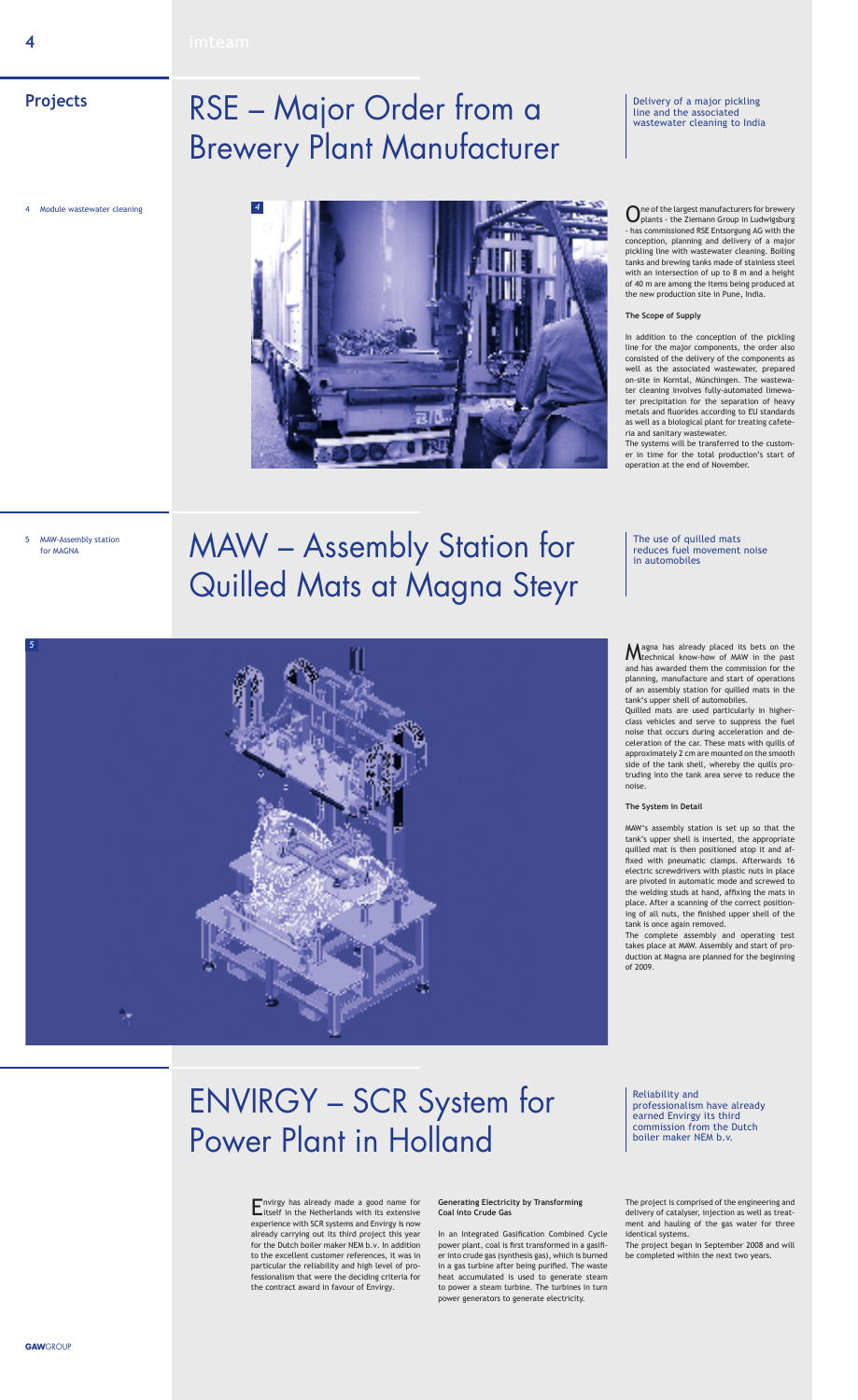## Projects

4 Module wastewater cleaning

# RSE – Major Order from a Brewery Plant Manufacturer

Delivery of a major pickling line and the associated wastewater cleaning to India

4

One of the largest manufacturers for brewery plants - the Ziemann Group in Ludwigsburg - has commissioned RSE Entsorgung AG with the conception, planning and delivery of a major pickling line with wastewater cleaning. Boiling tanks and brewing tanks made of stainless steel with an intersection of up to 8 m and a height of 40 m are among the items being produced at the new production site in Pune, India.

**The Scope of Supply**

In addition to the conception of the pickling line for the major components, the order also consisted of the delivery of the components as well as the associated wastewater, prepared on-site in Korntal, Münchingen. The wastewater cleaning involves fully-automated limewater precipitation for the separation of heavy metals and fluorides according to EU standards as well as a biological plant for treating cafeteria and sanitary wastewater.

The systems will be transferred to the customer in time for the total production's start of operation at the end of November.

5 MAW-Assembly station for MAGNA

# MAW – Assembly Station for Quilled Mats at Magna Steyr

The use of quilled mats reduces fuel movement noise in automobiles

5

Magna has already placed its bets on the technical know-how of MAW in the past and has awarded them the commission for the planning, manufacture and start of operations of an assembly station for quilled mats in the tank's upper shell of automobiles.

Quilled mats are used particularly in higher-class vehicles and serve to suppress the fuel noise that occurs during acceleration and deceleration of the car. These mats with quills of approximately 2 cm are mounted on the smooth side of the tank shell, whereby the quills protruding into the tank area serve to reduce the noise.

**The System in Detail**

MAW's assembly station is set up so that the tank's upper shell is inserted, the appropriate quilled mat is then positioned atop it and affixed with pneumatic clamps. Afterwards 16 electric screwdrivers with plastic nuts in place are pivoted in automatic mode and screwed to the welding studs at hand, affixing the mats in place. After a scanning of the correct positioning of all nuts, the finished upper shell of the tank is once again removed.

The complete assembly and operating test takes place at MAW. Assembly and start of production at Magna are planned for the beginning of 2009.

# ENVIRGY – SCR System for Power Plant in Holland

Reliability and professionalism have already earned Envirgy its third commission from the Dutch boiler maker NEM b.v.

Envirgy has already made a good name for itself in the Netherlands with its extensive experience with SCR systems and Envirgy is now already carrying out its third project this year for the Dutch boiler maker NEM b.v. In addition to the excellent customer references, it was in particular the reliability and high level of professionalism that were the deciding criteria for the contract award in favour of Envirgy.

**Generating Electricity by Transforming Coal into Crude Gas**

In an Integrated Gasification Combined Cycle power plant, coal is first transformed in a gasifier into crude gas (synthesis gas), which is burned in a gas turbine after being purified. The waste heat accumulated is used to generate steam to power a steam turbine. The turbines in turn power generators to generate electricity.

The project is comprised of the engineering and delivery of catalyser, injection as well as treatment and hauling of the gas water for three identical systems.

The project began in September 2008 and will be completed within the next two years.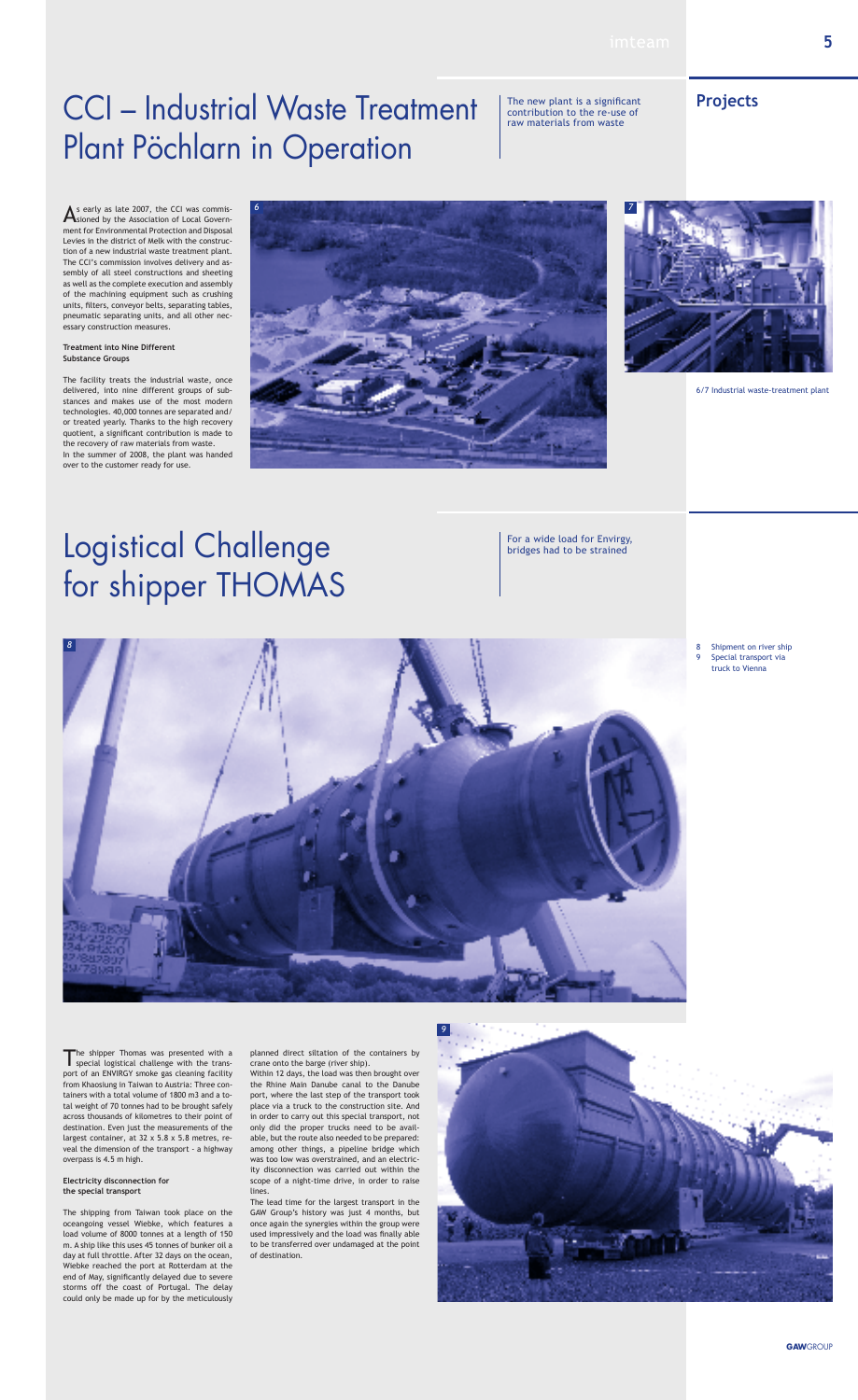## Projects

# CCI – Industrial Waste Treatment Plant Pöchlarn in Operation

The new plant is a significant contribution to the re-use of raw materials from waste

As early as late 2007, the CCI was commissioned by the Association of Local Government for Environmental Protection and Disposal Levies in the district of Melk with the construction of a new industrial waste treatment plant. The CCI's commission involves delivery and assembly of all steel constructions and sheeting as well as the complete execution and assembly of the machining equipment such as crushing units, filters, conveyor belts, separating tables, pneumatic separating units, and all other necessary construction measures.

**Treatment into Nine Different Substance Groups**

The facility treats the industrial waste, once delivered, into nine different groups of substances and makes use of the most modern technologies. 40,000 tonnes are separated and/or treated yearly. Thanks to the high recovery quotient, a significant contribution is made to the recovery of raw materials from waste.
In the summer of 2008, the plant was handed over to the customer ready for use.

6/7 Industrial waste-treatment plant

# Logistical Challenge for shipper THOMAS

For a wide load for Envirgy, bridges had to be strained

8 Shipment on river ship
9 Special transport via truck to Vienna

The shipper Thomas was presented with a special logistical challenge with the transport of an ENVIRGY smoke gas cleaning facility from Khaosiung in Taiwan to Austria: Three containers with a total volume of 1800 m3 and a total weight of 70 tonnes had to be brought safely across thousands of kilometres to their point of destination. Even just the measurements of the largest container, at 32 x 5.8 x 5.8 metres, reveal the dimension of the transport - a highway overpass is 4.5 m high.

**Electricity disconnection for the special transport**

The shipping from Taiwan took place on the oceangoing vessel Wiebke, which features a load volume of 8000 tonnes at a length of 150 m. A ship like this uses 45 tonnes of bunker oil a day at full throttle. After 32 days on the ocean, Wiebke reached the port at Rotterdam at the end of May, significantly delayed due to severe storms off the coast of Portugal. The delay could only be made up for by the meticulously planned direct siltation of the containers by crane onto the barge (river ship).
Within 12 days, the load was then brought over the Rhine Main Danube canal to the Danube port, where the last step of the transport took place via a truck to the construction site. And in order to carry out this special transport, not only did the proper trucks need to be available, but the route also needed to be prepared: among other things, a pipeline bridge which was too low was overstrained, and an electricity disconnection was carried out within the scope of a night-time drive, in order to raise lines.
The lead time for the largest transport in the GAW Group's history was just 4 months, but once again the synergies within the group were used impressively and the load was finally able to be transferred over undamaged at the point of destination.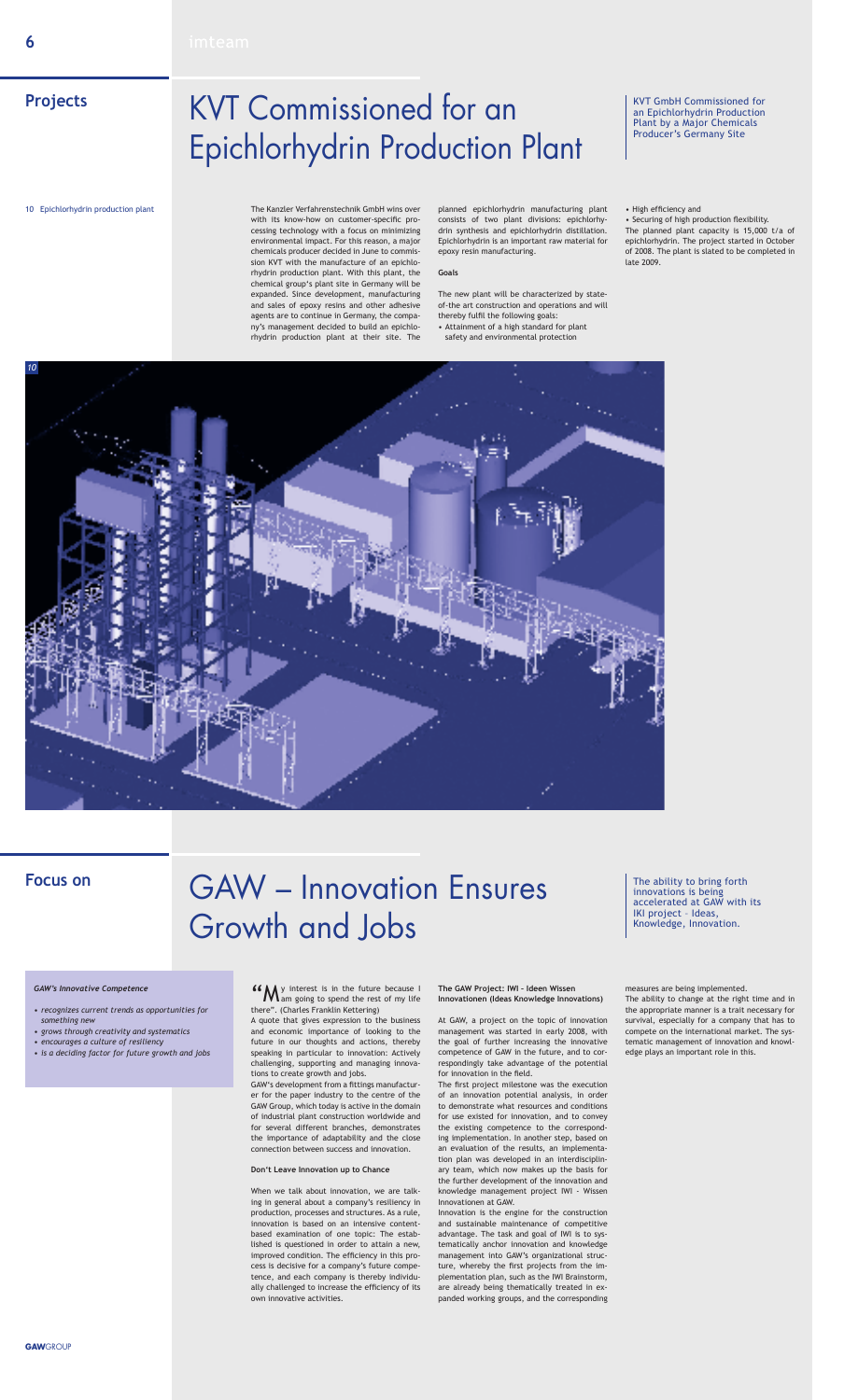## Projects

# KVT Commissioned for an Epichlorhydrin Production Plant

KVT GmbH Commissioned for an Epichlorhydrin Production Plant by a Major Chemicals Producer's Germany Site

The Kanzler Verfahrenstechnik GmbH wins over with its know-how on customer-specific processing technology with a focus on minimizing environmental impact. For this reason, a major chemicals producer decided in June to commission KVT with the manufacture of an epichlorhydrin production plant. With this plant, the chemical group's plant site in Germany will be expanded. Since development, manufacturing and sales of epoxy resins and other adhesive agents are to continue in Germany, the company's management decided to build an epichlorhydrin production plant at their site. The planned epichlorhydrin manufacturing plant consists of two plant divisions: epichlorhydrin synthesis and epichlorhydrin distillation. Epichlorhydrin is an important raw material for epoxy resin manufacturing.

**Goals**

The new plant will be characterized by state-of-the art construction and operations and will thereby fulfil the following goals:

- Attainment of a high standard for plant safety and environmental protection
- High efficiency and
- Securing of high production flexibility.

The planned plant capacity is 15,000 t/a of epichlorhydrin. The project started in October of 2008. The plant is slated to be completed in late 2009.

10 Epichlorhydrin production plant

## Focus on

# GAW – Innovation Ensures Growth and Jobs

The ability to bring forth innovations is being accelerated at GAW with its IKI project - Ideas, Knowledge, Innovation.

***GAW's Innovative Competence***

- *recognizes current trends as opportunities for something new*
- *grows through creativity and systematics*
- *encourages a culture of resiliency*
- *is a deciding factor for future growth and jobs*

"My interest is in the future because I am going to spend the rest of my life there". (Charles Franklin Kettering)

A quote that gives expression to the business and economic importance of looking to the future in our thoughts and actions, thereby speaking in particular to innovation: Actively challenging, supporting and managing innovations to create growth and jobs.

GAW's development from a fittings manufacturer for the paper industry to the centre of the GAW Group, which today is active in the domain of industrial plant construction worldwide and for several different branches, demonstrates the importance of adaptability and the close connection between success and innovation.

**Don't Leave Innovation up to Chance**

When we talk about innovation, we are talking in general about a company's resiliency in production, processes and structures. As a rule, innovation is based on an intensive content-based examination of one topic: The established is questioned in order to attain a new, improved condition. The efficiency in this process is decisive for a company's future competence, and each company is thereby individually challenged to increase the efficiency of its own innovative activities.

**The GAW Project: IWI – Ideen Wissen Innovationen (Ideas Knowledge Innovations)**

At GAW, a project on the topic of innovation management was started in early 2008, with the goal of further increasing the innovative competence of GAW in the future, and to correspondingly take advantage of the potential for innovation in the field.

The first project milestone was the execution of an innovation potential analysis, in order to demonstrate what resources and conditions for use existed for innovation, and to convey the existing competence to the corresponding implementation. In another step, based on an evaluation of the results, an implementation plan was developed in an interdisciplinary team, which now makes up the basis for the further development of the innovation and knowledge management project IWI - Wissen Innovationen at GAW.

Innovation is the engine for the construction and sustainable maintenance of competitive advantage. The task and goal of IWI is to systematically anchor innovation and knowledge management into GAW's organizational structure, whereby the first projects from the implementation plan, such as the IWI Brainstorm, are already being thematically treated in expanded working groups, and the corresponding measures are being implemented.

The ability to change at the right time and in the appropriate manner is a trait necessary for survival, especially for a company that has to compete on the international market. The systematic management of innovation and knowledge plays an important role in this.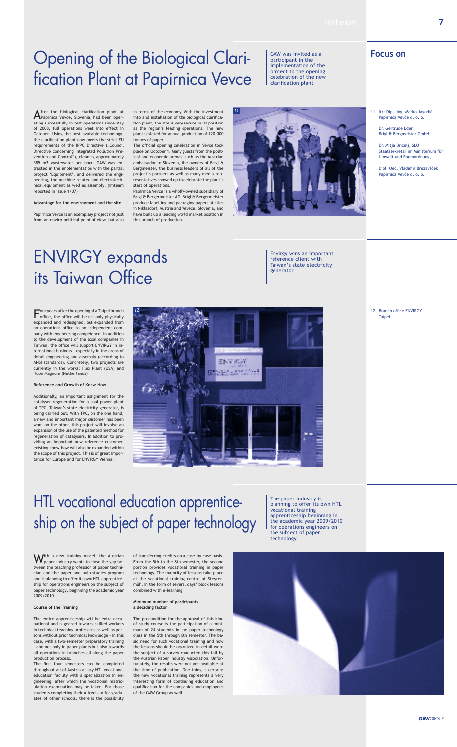# Opening of the Biological Clarification Plant at Papirnica Vevce

GAW was invited as a participant in the implementation of the project to the opening celebration of the new clarification plant

## Focus on

After the biological clarification plant at Paprnica Vevce, Slovenia, had been operating successfully in test operations since May of 2008, full operations went into effect in October. Using the best available technology, the clarification plant now meets the strict EU requirements of the IPPC Directive („Council Directive concerning Integrated Pollution Prevention and Control"), cleaning approximately 385 m3 wastewater per hour. GAW was entrusted in the implementation with the partial project 'Equipment', and delivered the engineering, the machine-related and electrotechnical equipment as well as assembly. (imteam reported in issue 1/07)

**Advantage for the environment and the site**

Papirnica Vevce is an exemplary project not just from an enviro-political point of view, but also in terms of the economy. With the investment into and installation of the biological clarification plant, the site is very secure in its position as the region's leading operations. The new plant is slated for annual production of 120,000 tonnes of paper.

The official opening celebration in Vevce took place on October 1. Many guests from the political and economic arenas, such as the Austrian ambassador to Slovenia, the owners of Brigl & Bergmeister, the business leaders of all of the project's partners as well as many media representatives showed up to celebrate the plant's start of operations.

Papirnica Vevce is a wholly-owned subsidiary of Brigl & Bergermeister AG. Brigl & Bergermeister produce labelling and packaging papers at sites in Niklasdorf, Austria and Vevce, Slovenia, and have built up a leading world market position in this branch of production.

11 ltr: Dipl. Ing. Marko Jagodič Papirnica Vevče d. o. o.

Dr. Gertrude Eder Brigl & Bergmeister GmbH

Dr. Mitja Bricelj, SLO Staatssekretär im Ministerium für Umwelt und Raumordnung,

Dipl. Oec. Vladimir Brezavšček Papirnica Vevče d. o. o.

# ENVIRGY expands its Taiwan Office

Envirgy wins an important reference client with Taiwan's state electricity generator

Four years after the opening of a Taipei branch office, the office will be not only physically expanded and redesigned, but expanded from an operations office to an independent company with engineering competence. In addition to the development of the local companies in Taiwan, the office will support ENVIRGY in international business – especially in the areas of detail engineering and assembly (according to ANSI standards). Concretely, two projects are currently in the works: Flex Plant (USA) and Nuon Magnum (Netherlands)

**Reference and Growth of Know-How**

Additionally, an important assignment for the catalyser regeneration for a coal power plant of TPC, Taiwan's state electricity generator, is being carried out. With TPC, on the one hand, a new and important major customer has been won; on the other, this project will involve an expansion of the use of the patented method for regeneration of catalysers. In addition to providing an important new reference customer, existing know-how will also be expanded within the scope of this project. This is of great importance for Europe and for ENVIRGY Vienna.

12 Branch office ENVIRGY, Taipei

# HTL vocational education apprenticeship on the subject of paper technology

The paper industry is planning to offer its own HTL vocational training apprenticeship beginning in the academic year 2009/2010 for operations engineers on the subject of paper technology.

With a new training model, the Austrian paper industry wants to close the gap between the teaching profession of paper technician and the paper and pulp studies program and is planning to offer its own HTL apprenticeship for operations engineers on the subject of paper technology, beginning the academic year 2009/2010.

**Course of the Training**

The entire apprenticeship will be extra-occupational and is geared towards skilled workers in technical teaching professions as well as persons without prior technical knowledge - in this case, with a two-semester preparatory training - and not only in paper plants but also towards all operations in branches all along the paper production process.

The first four semesters can be completed throughout all of Austria at any HTL vocational education facility with a specialization in engineering, after which the vocational matriculation examination may be taken. For those students completing their A-levels or for graduates of other schools, there is the possibility of transferring credits on a case-by-case basis. From the 5th to the 8th semester, the second portion provides vocational training in paper technology. The majority of lessons take place at the vocational training centre at Steyrermühl in the form of several days' block lessons combined with e-learning.

**Minimum number of participants a deciding factor**

The precondition for the approval of this kind of study course is the participation of a minimum of 24 students in the paper technology class in the 5th through 8th semester. The basic need for such vocational training and how the lessons should be organized in detail were the subject of a survey conducted this fall by the Austrian Paper Industry Association. Unfortunately, the results were not yet available at the time of publication. One thing is certain: the new vocational training represents a very interesting form of continuing education and qualification for the companies and employees of the GAW Group as well.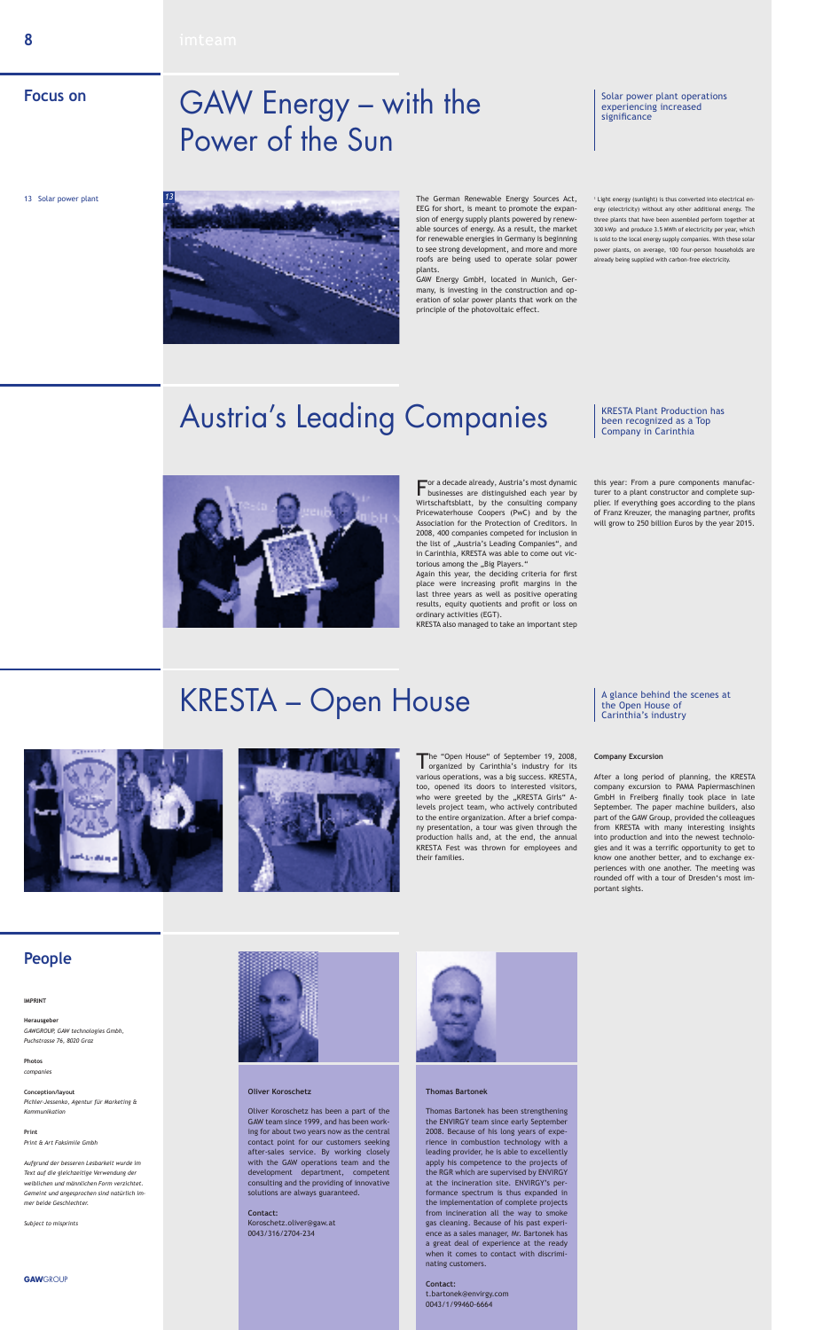## Focus on

# GAW Energy – with the Power of the Sun

Solar power plant operations experiencing increased significance

13 Solar power plant

The German Renewable Energy Sources Act, EEG for short, is meant to promote the expansion of energy supply plants powered by renewable sources of energy. As a result, the market for renewable energies in Germany is beginning to see strong development, and more and more roofs are being used to operate solar power plants.

GAW Energy GmbH, located in Munich, Germany, is investing in the construction and operation of solar power plants that work on the principle of the photovoltaic effect.

[1] Light energy (sunlight) is thus converted into electrical energy (electricity) without any other additional energy. The three plants that have been assembled perform together at 300 kWp and produce 3.5 MWh of electricity per year, which is sold to the local energy supply companies. With these solar power plants, on average, 100 four-person households are already being supplied with carbon-free electricity.

# Austria's Leading Companies

KRESTA Plant Production has been recognized as a Top Company in Carinthia

For a decade already, Austria's most dynamic businesses are distinguished each year by Wirtschaftsblatt, by the consulting company Pricewaterhouse Coopers (PwC) and by the Association for the Protection of Creditors. In 2008, 400 companies competed for inclusion in the list of „Austria's Leading Companies", and in Carinthia, KRESTA was able to come out victorious among the „Big Players."

Again this year, the deciding criteria for first place were increasing profit margins in the last three years as well as positive operating results, equity quotients and profit or loss on ordinary activities (EGT).

KRESTA also managed to take an important step this year: From a pure components manufacturer to a plant constructor and complete supplier. If everything goes according to the plans of Franz Kreuzer, the managing partner, profits will grow to 250 billion Euros by the year 2015.

# KRESTA – Open House

A glance behind the scenes at the Open House of Carinthia's industry

The "Open House" of September 19, 2008, organized by Carinthia's industry for its various operations, was a big success. KRESTA, too, opened its doors to interested visitors, who were greeted by the „KRESTA Girls" A-levels project team, who actively contributed to the entire organization. After a brief company presentation, a tour was given through the production halls and, at the end, the annual KRESTA Fest was thrown for employees and their families.

**Company Excursion**

After a long period of planning, the KRESTA company excursion to PAMA Papiermaschinen GmbH in Freiberg finally took place in late September. The paper machine builders, also part of the GAW Group, provided the colleagues from KRESTA with many interesting insights into production and into the newest technologies and it was a terrific opportunity to get to know one another better, and to exchange experiences with one another. The meeting was rounded off with a tour of Dresden's most important sights.

## People

**Oliver Koroschetz**

Oliver Koroschetz has been a part of the GAW team since 1999, and has been working for about two years now as the central contact point for our customers seeking after-sales service. By working closely with the GAW operations team and the development department, competent consulting and the providing of innovative solutions are always guaranteed.

**Contact:**
Koroschetz.oliver@gaw.at
0043/316/2704-234

**Thomas Bartonek**

Thomas Bartonek has been strengthening the ENVIRGY team since early September 2008. Because of his long years of experience in combustion technology with a leading provider, he is able to excellently apply his competence to the projects of the RGR which are supervised by ENVIRGY at the incineration site. ENVIRGY's performance spectrum is thus expanded in the implementation of complete projects from incineration all the way to smoke gas cleaning. Because of his past experience as a sales manager, Mr. Bartonek has a great deal of experience at the ready when it comes to contact with discriminating customers.

**Contact:**
t.bartonek@envirgy.com
0043/1/99460-6664

**IMPRINT**

**Herausgeber**
*GAWGROUP, GAW technologies Gmbh, Puchstrasse 76, 8020 Graz*

**Photos**
*companies*

**Conception/layout**
*Pichler-Jessenko, Agentur für Marketing & Kommunikation*

**Print**
*Print & Art Faksimile Gmbh*

*Aufgrund der besseren Lesbarkeit wurde im Text auf die gleichzeitige Verwendung der weiblichen und männlichen Form verzichtet. Gemeint und angesprochen sind natürlich immer beide Geschlechter.*

*Subject to misprints*

**GAW**GROUP